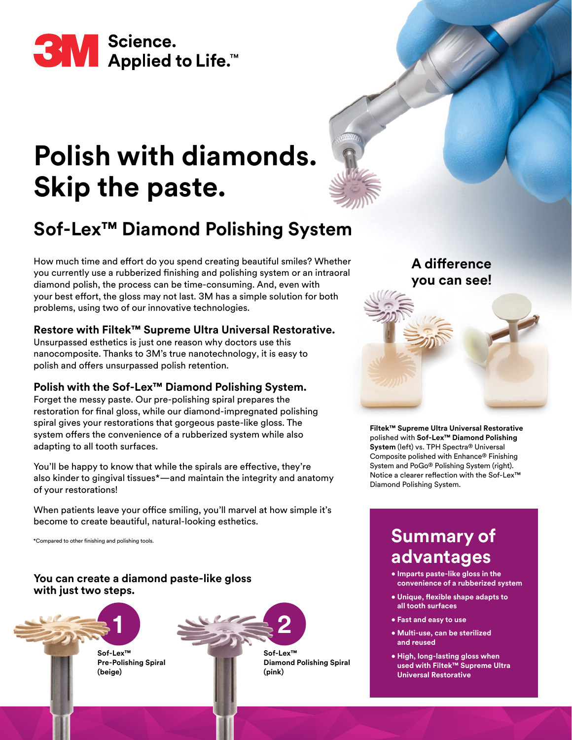3M Science. Applied to Life.™

# Polish with diamonds. Skip the paste.

## Sof-Lex™ Diamond Polishing System

How much time and effort do you spend creating beautiful smiles? Whether you currently use a rubberized finishing and polishing system or an intraoral diamond polish, the process can be time-consuming. And, even with your best effort, the gloss may not last. 3M has a simple solution for both problems, using two of our innovative technologies.

### Restore with Filtek™ Supreme Ultra Universal Restorative.

Unsurpassed esthetics is just one reason why doctors use this nanocomposite. Thanks to 3M's true nanotechnology, it is easy to polish and offers unsurpassed polish retention.

### Polish with the Sof-Lex™ Diamond Polishing System.

Forget the messy paste. Our pre-polishing spiral prepares the restoration for final gloss, while our diamond-impregnated polishing spiral gives your restorations that gorgeous paste-like gloss. The system offers the convenience of a rubberized system while also adapting to all tooth surfaces.

You'll be happy to know that while the spirals are effective, they're also kinder to gingival tissues*—and maintain the integrity and anatomy of your restorations!

When patients leave your office smiling, you'll marvel at how simple it's become to create beautiful, natural-looking esthetics.

*Compared to other finishing and polishing tools.

### A difference you can see!

**Filtek™ Supreme Ultra Universal Restorative** polished with **Sof-Lex™ Diamond Polishing System** (left) vs. TPH Spectra® Universal Composite polished with Enhance® Finishing System and PoGo® Polishing System (right). Notice a clearer reflection with the Sof-Lex™ Diamond Polishing System.

### You can create a diamond paste-like gloss with just two steps.

1. **Sof-Lex™ Pre-Polishing Spiral (beige)**
2. **Sof-Lex™ Diamond Polishing Spiral (pink)**

## Summary of advantages

- **Imparts paste-like gloss in the convenience of a rubberized system**
- **Unique, flexible shape adapts to all tooth surfaces**
- **Fast and easy to use**
- **Multi-use, can be sterilized and reused**
- **High, long-lasting gloss when used with Filtek™ Supreme Ultra Universal Restorative**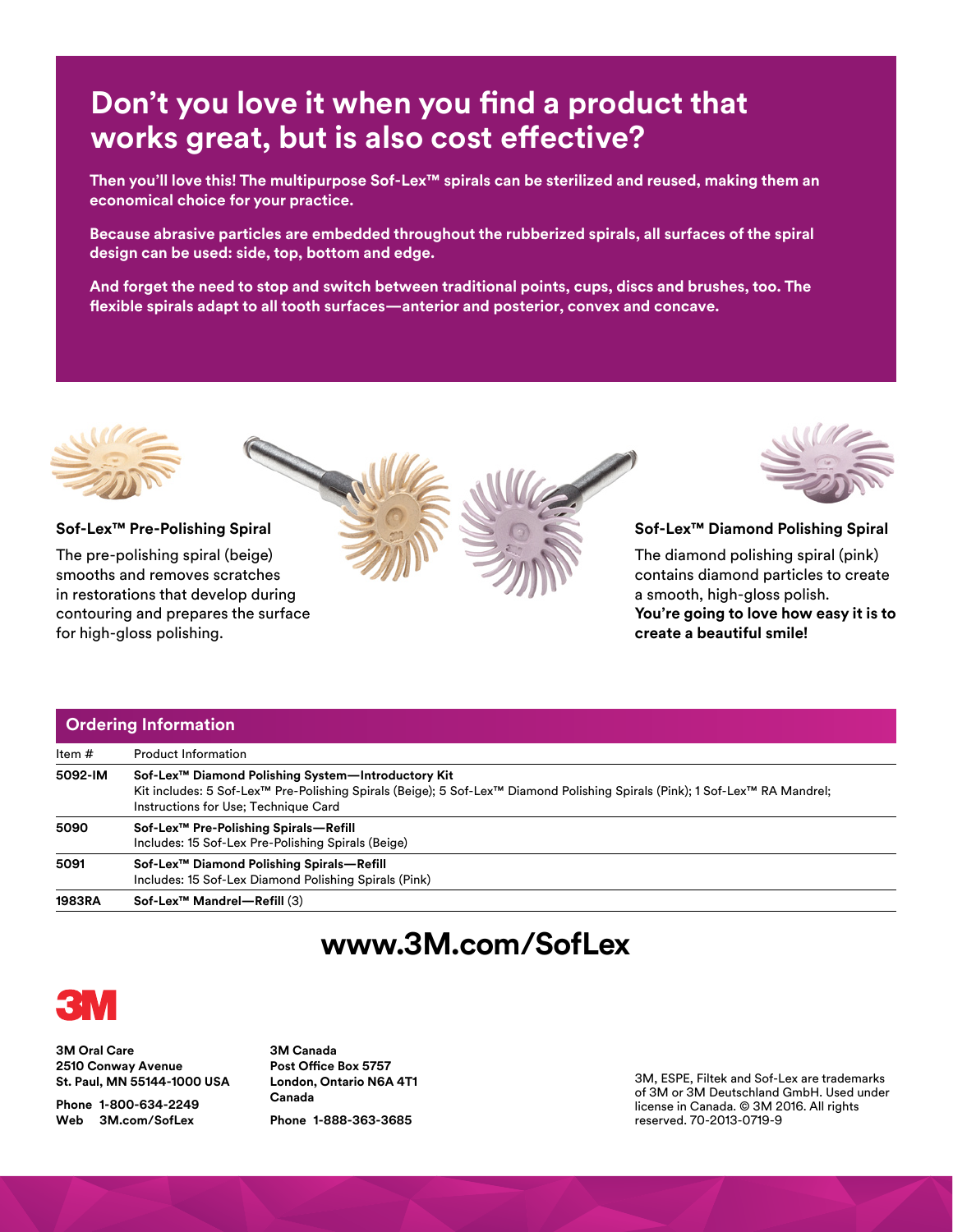# Don't you love it when you find a product that works great, but is also cost effective?

**Then you'll love this! The multipurpose Sof-Lex™ spirals can be sterilized and reused, making them an economical choice for your practice.**

**Because abrasive particles are embedded throughout the rubberized spirals, all surfaces of the spiral design can be used: side, top, bottom and edge.**

**And forget the need to stop and switch between traditional points, cups, discs and brushes, too. The flexible spirals adapt to all tooth surfaces—anterior and posterior, convex and concave.**

### Sof-Lex™ Pre-Polishing Spiral

The pre-polishing spiral (beige) smooths and removes scratches in restorations that develop during contouring and prepares the surface for high-gloss polishing.

### Sof-Lex™ Diamond Polishing Spiral

The diamond polishing spiral (pink) contains diamond particles to create a smooth, high-gloss polish. **You're going to love how easy it is to create a beautiful smile!**

## Ordering Information

| Item # | Product Information |
| --- | --- |
| **5092-IM** | **Sof-Lex™ Diamond Polishing System—Introductory Kit** Kit includes: 5 Sof-Lex™ Pre-Polishing Spirals (Beige); 5 Sof-Lex™ Diamond Polishing Spirals (Pink); 1 Sof-Lex™ RA Mandrel; Instructions for Use; Technique Card |
| **5090** | **Sof-Lex™ Pre-Polishing Spirals—Refill** Includes: 15 Sof-Lex Pre-Polishing Spirals (Beige) |
| **5091** | **Sof-Lex™ Diamond Polishing Spirals—Refill** Includes: 15 Sof-Lex Diamond Polishing Spirals (Pink) |
| **1983RA** | **Sof-Lex™ Mandrel—Refill** (3) |

## www.3M.com/SofLex

**3M Oral Care**
**2510 Conway Avenue**
**St. Paul, MN 55144-1000 USA**

**Phone 1-800-634-2249**
**Web 3M.com/SofLex**

**3M Canada**
**Post Office Box 5757**
**London, Ontario N6A 4T1**
**Canada**

**Phone 1-888-363-3685**

3M, ESPE, Filtek and Sof-Lex are trademarks of 3M or 3M Deutschland GmbH. Used under license in Canada. © 3M 2016. All rights reserved. 70-2013-0719-9